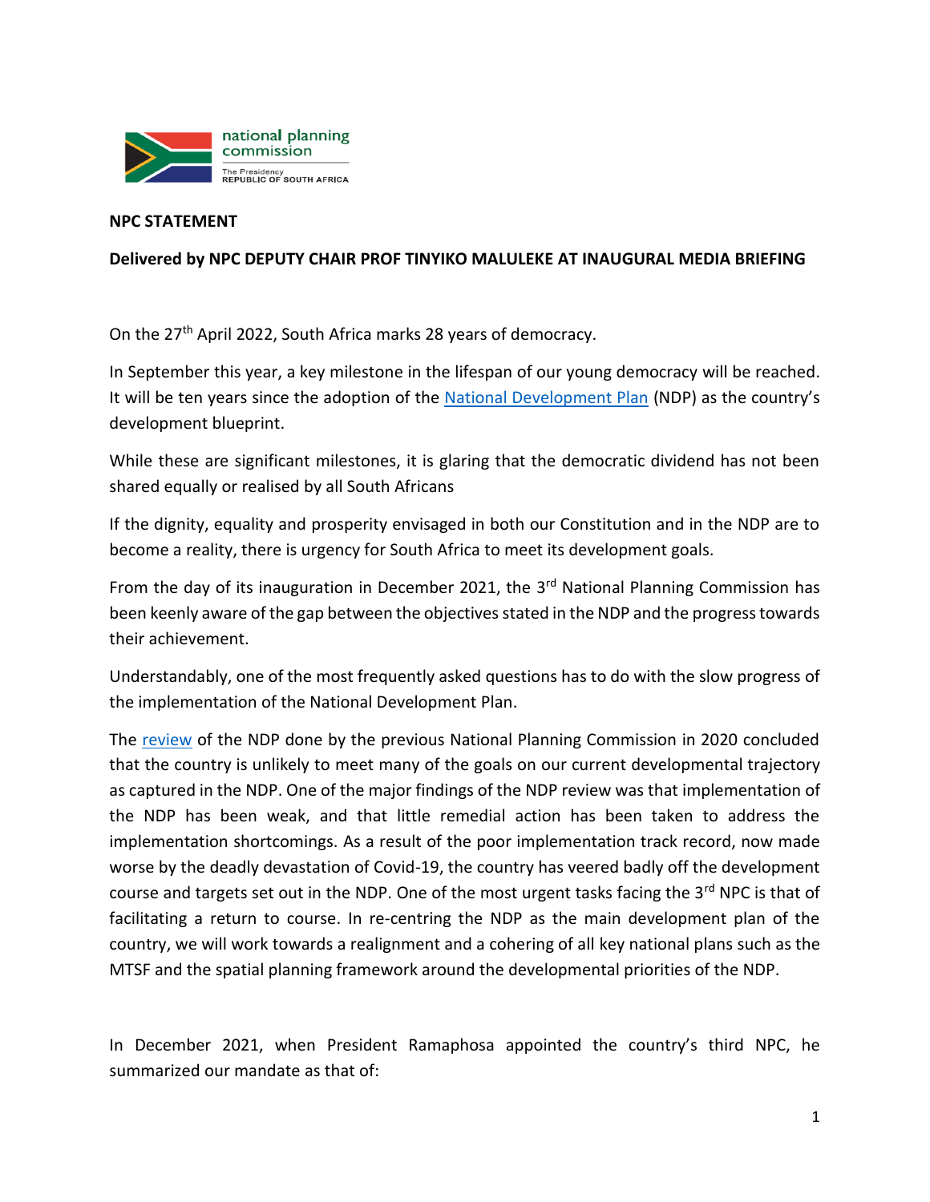national planning commission

The Presidency
REPUBLIC OF SOUTH AFRICA

**NPC STATEMENT**

**Delivered by NPC DEPUTY CHAIR PROF TINYIKO MALULEKE AT INAUGURAL MEDIA BRIEFING**

On the 27th April 2022, South Africa marks 28 years of democracy.

In September this year, a key milestone in the lifespan of our young democracy will be reached. It will be ten years since the adoption of the National Development Plan (NDP) as the country's development blueprint.

While these are significant milestones, it is glaring that the democratic dividend has not been shared equally or realised by all South Africans

If the dignity, equality and prosperity envisaged in both our Constitution and in the NDP are to become a reality, there is urgency for South Africa to meet its development goals.

From the day of its inauguration in December 2021, the 3rd National Planning Commission has been keenly aware of the gap between the objectives stated in the NDP and the progress towards their achievement.

Understandably, one of the most frequently asked questions has to do with the slow progress of the implementation of the National Development Plan.

The review of the NDP done by the previous National Planning Commission in 2020 concluded that the country is unlikely to meet many of the goals on our current developmental trajectory as captured in the NDP. One of the major findings of the NDP review was that implementation of the NDP has been weak, and that little remedial action has been taken to address the implementation shortcomings. As a result of the poor implementation track record, now made worse by the deadly devastation of Covid-19, the country has veered badly off the development course and targets set out in the NDP. One of the most urgent tasks facing the 3rd NPC is that of facilitating a return to course. In re-centring the NDP as the main development plan of the country, we will work towards a realignment and a cohering of all key national plans such as the MTSF and the spatial planning framework around the developmental priorities of the NDP.

In December 2021, when President Ramaphosa appointed the country's third NPC, he summarized our mandate as that of: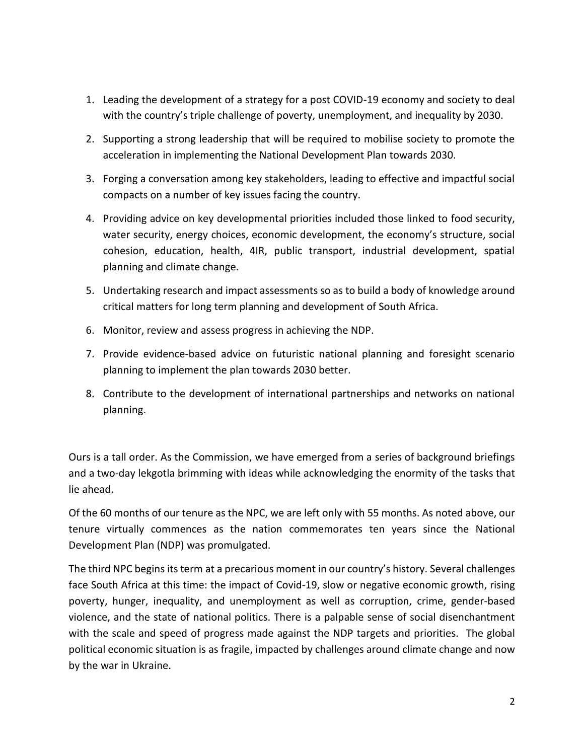1. Leading the development of a strategy for a post COVID-19 economy and society to deal with the country's triple challenge of poverty, unemployment, and inequality by 2030.
2. Supporting a strong leadership that will be required to mobilise society to promote the acceleration in implementing the National Development Plan towards 2030.
3. Forging a conversation among key stakeholders, leading to effective and impactful social compacts on a number of key issues facing the country.
4. Providing advice on key developmental priorities included those linked to food security, water security, energy choices, economic development, the economy's structure, social cohesion, education, health, 4IR, public transport, industrial development, spatial planning and climate change.
5. Undertaking research and impact assessments so as to build a body of knowledge around critical matters for long term planning and development of South Africa.
6. Monitor, review and assess progress in achieving the NDP.
7. Provide evidence-based advice on futuristic national planning and foresight scenario planning to implement the plan towards 2030 better.
8. Contribute to the development of international partnerships and networks on national planning.

Ours is a tall order. As the Commission, we have emerged from a series of background briefings and a two-day lekgotla brimming with ideas while acknowledging the enormity of the tasks that lie ahead.

Of the 60 months of our tenure as the NPC, we are left only with 55 months. As noted above, our tenure virtually commences as the nation commemorates ten years since the National Development Plan (NDP) was promulgated.

The third NPC begins its term at a precarious moment in our country's history. Several challenges face South Africa at this time: the impact of Covid-19, slow or negative economic growth, rising poverty, hunger, inequality, and unemployment as well as corruption, crime, gender-based violence, and the state of national politics. There is a palpable sense of social disenchantment with the scale and speed of progress made against the NDP targets and priorities. The global political economic situation is as fragile, impacted by challenges around climate change and now by the war in Ukraine.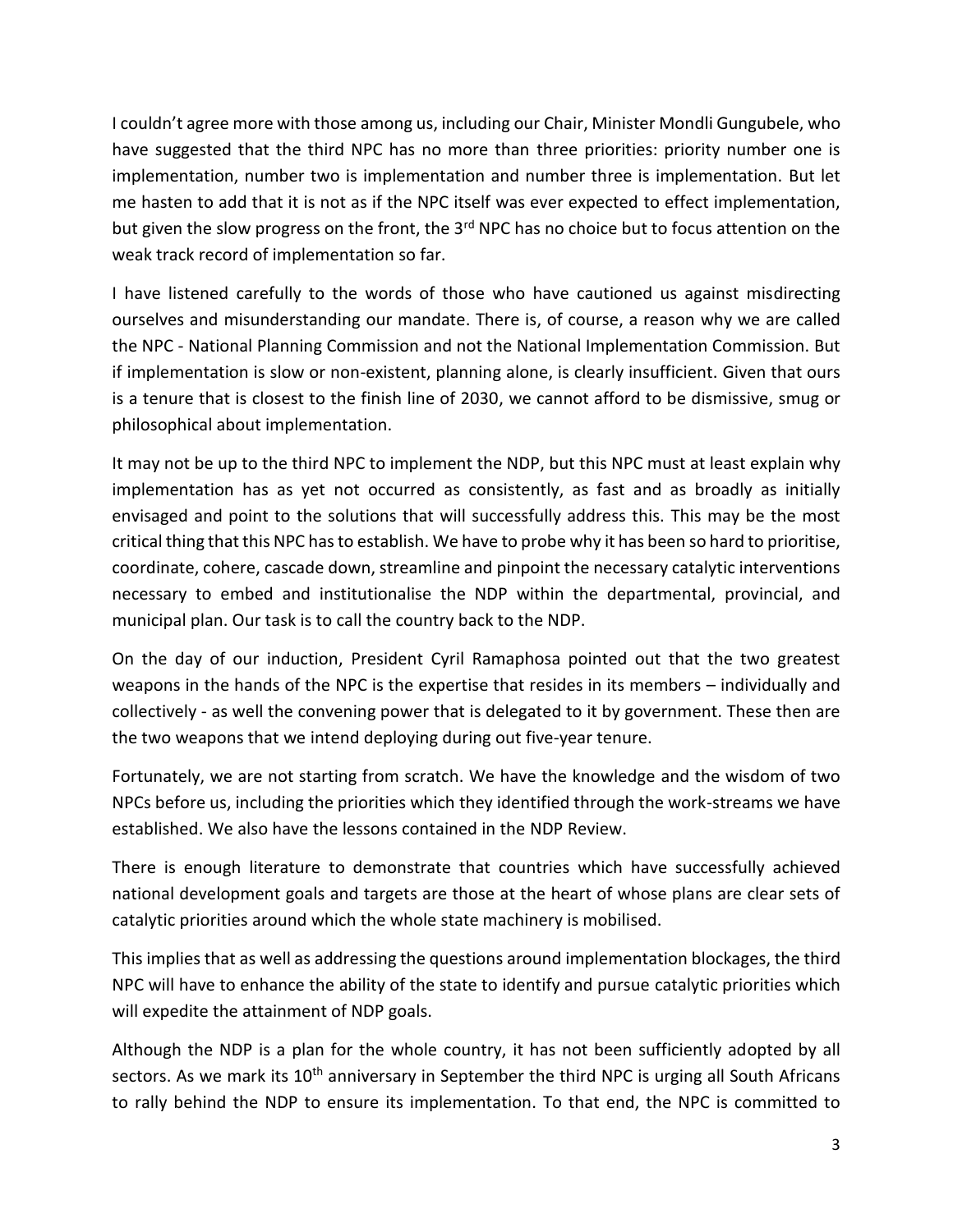I couldn't agree more with those among us, including our Chair, Minister Mondli Gungubele, who have suggested that the third NPC has no more than three priorities: priority number one is implementation, number two is implementation and number three is implementation. But let me hasten to add that it is not as if the NPC itself was ever expected to effect implementation, but given the slow progress on the front, the 3rd NPC has no choice but to focus attention on the weak track record of implementation so far.

I have listened carefully to the words of those who have cautioned us against misdirecting ourselves and misunderstanding our mandate. There is, of course, a reason why we are called the NPC - National Planning Commission and not the National Implementation Commission. But if implementation is slow or non-existent, planning alone, is clearly insufficient. Given that ours is a tenure that is closest to the finish line of 2030, we cannot afford to be dismissive, smug or philosophical about implementation.

It may not be up to the third NPC to implement the NDP, but this NPC must at least explain why implementation has as yet not occurred as consistently, as fast and as broadly as initially envisaged and point to the solutions that will successfully address this. This may be the most critical thing that this NPC has to establish. We have to probe why it has been so hard to prioritise, coordinate, cohere, cascade down, streamline and pinpoint the necessary catalytic interventions necessary to embed and institutionalise the NDP within the departmental, provincial, and municipal plan. Our task is to call the country back to the NDP.

On the day of our induction, President Cyril Ramaphosa pointed out that the two greatest weapons in the hands of the NPC is the expertise that resides in its members – individually and collectively - as well the convening power that is delegated to it by government. These then are the two weapons that we intend deploying during out five-year tenure.

Fortunately, we are not starting from scratch. We have the knowledge and the wisdom of two NPCs before us, including the priorities which they identified through the work-streams we have established. We also have the lessons contained in the NDP Review.

There is enough literature to demonstrate that countries which have successfully achieved national development goals and targets are those at the heart of whose plans are clear sets of catalytic priorities around which the whole state machinery is mobilised.

This implies that as well as addressing the questions around implementation blockages, the third NPC will have to enhance the ability of the state to identify and pursue catalytic priorities which will expedite the attainment of NDP goals.

Although the NDP is a plan for the whole country, it has not been sufficiently adopted by all sectors. As we mark its 10th anniversary in September the third NPC is urging all South Africans to rally behind the NDP to ensure its implementation. To that end, the NPC is committed to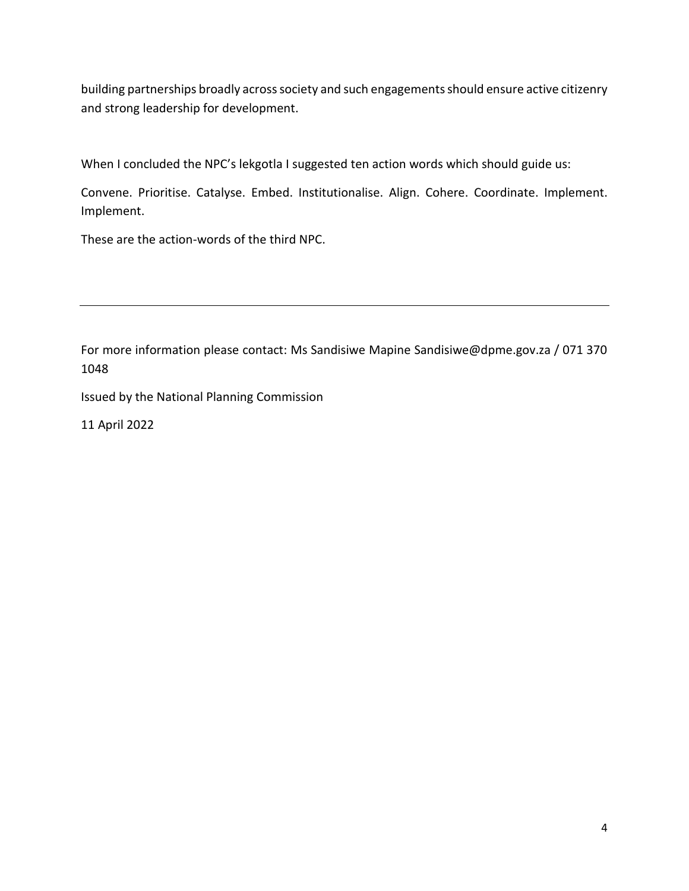building partnerships broadly across society and such engagements should ensure active citizenry and strong leadership for development.

When I concluded the NPC's lekgotla I suggested ten action words which should guide us:

Convene. Prioritise. Catalyse. Embed. Institutionalise. Align. Cohere. Coordinate. Implement. Implement.

These are the action-words of the third NPC.

---

For more information please contact: Ms Sandisiwe Mapine Sandisiwe@dpme.gov.za / 071 370 1048

Issued by the National Planning Commission

11 April 2022